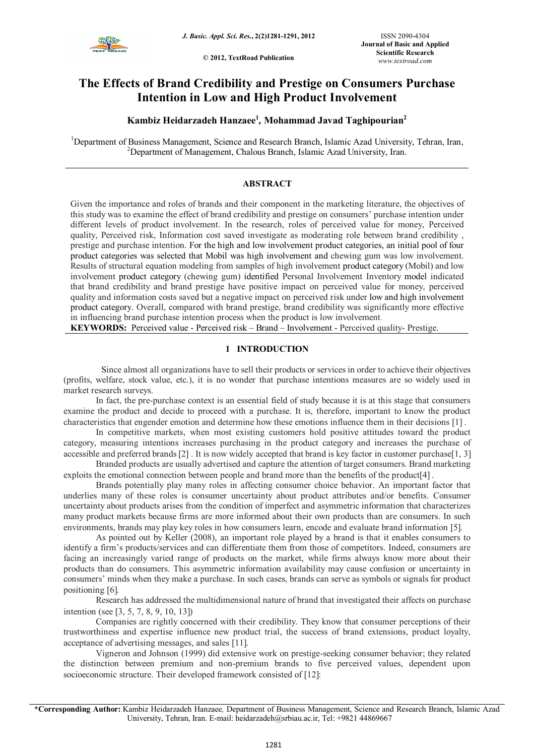# The Effects of Brand Credibility and Prestige on Consumers Purchase Intention in Low and High Product Involvement

**Kambiz Heidarzadeh Hanzaee[1], Mohammad Javad Taghipourian[2]**

[1]Department of Business Management, Science and Research Branch, Islamic Azad University, Tehran, Iran,
[2]Department of Management, Chalous Branch, Islamic Azad University, Iran.

## ABSTRACT

Given the importance and roles of brands and their component in the marketing literature, the objectives of this study was to examine the effect of brand credibility and prestige on consumers' purchase intention under different levels of product involvement. In the research, roles of perceived value for money, Perceived quality, Perceived risk, Information cost saved investigate as moderating role between brand credibility, prestige and purchase intention. For the high and low involvement product categories, an initial pool of four product categories was selected that Mobil was high involvement and chewing gum was low involvement. Results of structural equation modeling from samples of high involvement product category (Mobil) and low involvement product category (chewing gum) identified Personal Involvement Inventory model indicated that brand credibility and brand prestige have positive impact on perceived value for money, perceived quality and information costs saved but a negative impact on perceived risk under low and high involvement product category. Overall, compared with brand prestige, brand credibility was significantly more effective in influencing brand purchase intention process when the product is low involvement.

**KEYWORDS:** Perceived value - Perceived risk – Brand – Involvement - Perceived quality- Prestige.

## 1 INTRODUCTION

Since almost all organizations have to sell their products or services in order to achieve their objectives (profits, welfare, stock value, etc.), it is no wonder that purchase intentions measures are so widely used in market research surveys.

In fact, the pre-purchase context is an essential field of study because it is at this stage that consumers examine the product and decide to proceed with a purchase. It is, therefore, important to know the product characteristics that engender emotion and determine how these emotions influence them in their decisions [1] .

In competitive markets, when most existing customers hold positive attitudes toward the product category, measuring intentions increases purchasing in the product category and increases the purchase of accessible and preferred brands [2] . It is now widely accepted that brand is key factor in customer purchase[1, 3]

Branded products are usually advertised and capture the attention of target consumers. Brand marketing exploits the emotional connection between people and brand more than the benefits of the product[4] .

Brands potentially play many roles in affecting consumer choice behavior. An important factor that underlies many of these roles is consumer uncertainty about product attributes and/or benefits. Consumer uncertainty about products arises from the condition of imperfect and asymmetric information that characterizes many product markets because firms are more informed about their own products than are consumers. In such environments, brands may play key roles in how consumers learn, encode and evaluate brand information [5].

As pointed out by Keller (2008), an important role played by a brand is that it enables consumers to identify a firm's products/services and can differentiate them from those of competitors. Indeed, consumers are facing an increasingly varied range of products on the market, while firms always know more about their products than do consumers. This asymmetric information availability may cause confusion or uncertainty in consumers' minds when they make a purchase. In such cases, brands can serve as symbols or signals for product positioning [6].

Research has addressed the multidimensional nature of brand that investigated their affects on purchase intention (see [3, 5, 7, 8, 9, 10, 13])

Companies are rightly concerned with their credibility. They know that consumer perceptions of their trustworthiness and expertise influence new product trial, the success of brand extensions, product loyalty, acceptance of advertising messages, and sales [11].

Vigneron and Johnson (1999) did extensive work on prestige-seeking consumer behavior; they related the distinction between premium and non-premium brands to five perceived values, dependent upon socioeconomic structure. Their developed framework consisted of [12]:

---

**\*Corresponding Author:** Kambiz Heidarzadeh Hanzaee, Department of Business Management, Science and Research Branch, Islamic Azad University, Tehran, Iran. E-mail: heidarzadeh@srbiau.ac.ir, Tel: +9821 44869667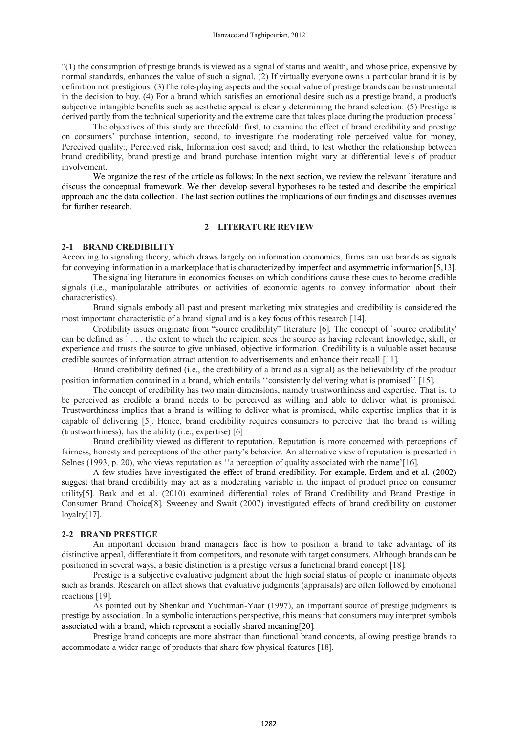"(1) the consumption of prestige brands is viewed as a signal of status and wealth, and whose price, expensive by normal standards, enhances the value of such a signal. (2) If virtually everyone owns a particular brand it is by definition not prestigious. (3)The role-playing aspects and the social value of prestige brands can be instrumental in the decision to buy. (4) For a brand which satisfies an emotional desire such as a prestige brand, a product's subjective intangible benefits such as aesthetic appeal is clearly determining the brand selection. (5) Prestige is derived partly from the technical superiority and the extreme care that takes place during the production process.'

The objectives of this study are threefold: first, to examine the effect of brand credibility and prestige on consumers' purchase intention, second, to investigate the moderating role perceived value for money, Perceived quality:, Perceived risk, Information cost saved; and third, to test whether the relationship between brand credibility, brand prestige and brand purchase intention might vary at differential levels of product involvement.

We organize the rest of the article as follows: In the next section, we review the relevant literature and discuss the conceptual framework. We then develop several hypotheses to be tested and describe the empirical approach and the data collection. The last section outlines the implications of our findings and discusses avenues for further research.

## 2 LITERATURE REVIEW

### 2-1 BRAND CREDIBILITY

According to signaling theory, which draws largely on information economics, firms can use brands as signals for conveying information in a marketplace that is characterized by imperfect and asymmetric information[5,13].

The signaling literature in economics focuses on which conditions cause these cues to become credible signals (i.e., manipulatable attributes or activities of economic agents to convey information about their characteristics).

Brand signals embody all past and present marketing mix strategies and credibility is considered the most important characteristic of a brand signal and is a key focus of this research [14].

Credibility issues originate from "source credibility" literature [6]. The concept of `source credibility' can be defined as ` . . . the extent to which the recipient sees the source as having relevant knowledge, skill, or experience and trusts the source to give unbiased, objective information. Credibility is a valuable asset because credible sources of information attract attention to advertisements and enhance their recall [11].

Brand credibility defined (i.e., the credibility of a brand as a signal) as the believability of the product position information contained in a brand, which entails ''consistently delivering what is promised'' [15].

The concept of credibility has two main dimensions, namely trustworthiness and expertise. That is, to be perceived as credible a brand needs to be perceived as willing and able to deliver what is promised. Trustworthiness implies that a brand is willing to deliver what is promised, while expertise implies that it is capable of delivering [5]. Hence, brand credibility requires consumers to perceive that the brand is willing (trustworthiness), has the ability (i.e., expertise) [6]

Brand credibility viewed as different to reputation. Reputation is more concerned with perceptions of fairness, honesty and perceptions of the other party's behavior. An alternative view of reputation is presented in Selnes (1993, p. 20), who views reputation as ''a perception of quality associated with the name'[16].

A few studies have investigated the effect of brand credibility. For example, Erdem and et al. (2002) suggest that brand credibility may act as a moderating variable in the impact of product price on consumer utility[5]. Beak and et al. (2010) examined differential roles of Brand Credibility and Brand Prestige in Consumer Brand Choice[8]. Sweeney and Swait (2007) investigated effects of brand credibility on customer loyalty[17].

### 2-2 BRAND PRESTIGE

An important decision brand managers face is how to position a brand to take advantage of its distinctive appeal, differentiate it from competitors, and resonate with target consumers. Although brands can be positioned in several ways, a basic distinction is a prestige versus a functional brand concept [18].

Prestige is a subjective evaluative judgment about the high social status of people or inanimate objects such as brands. Research on affect shows that evaluative judgments (appraisals) are often followed by emotional reactions [19].

As pointed out by Shenkar and Yuchtman-Yaar (1997), an important source of prestige judgments is prestige by association. In a symbolic interactions perspective, this means that consumers may interpret symbols associated with a brand, which represent a socially shared meaning[20].

Prestige brand concepts are more abstract than functional brand concepts, allowing prestige brands to accommodate a wider range of products that share few physical features [18].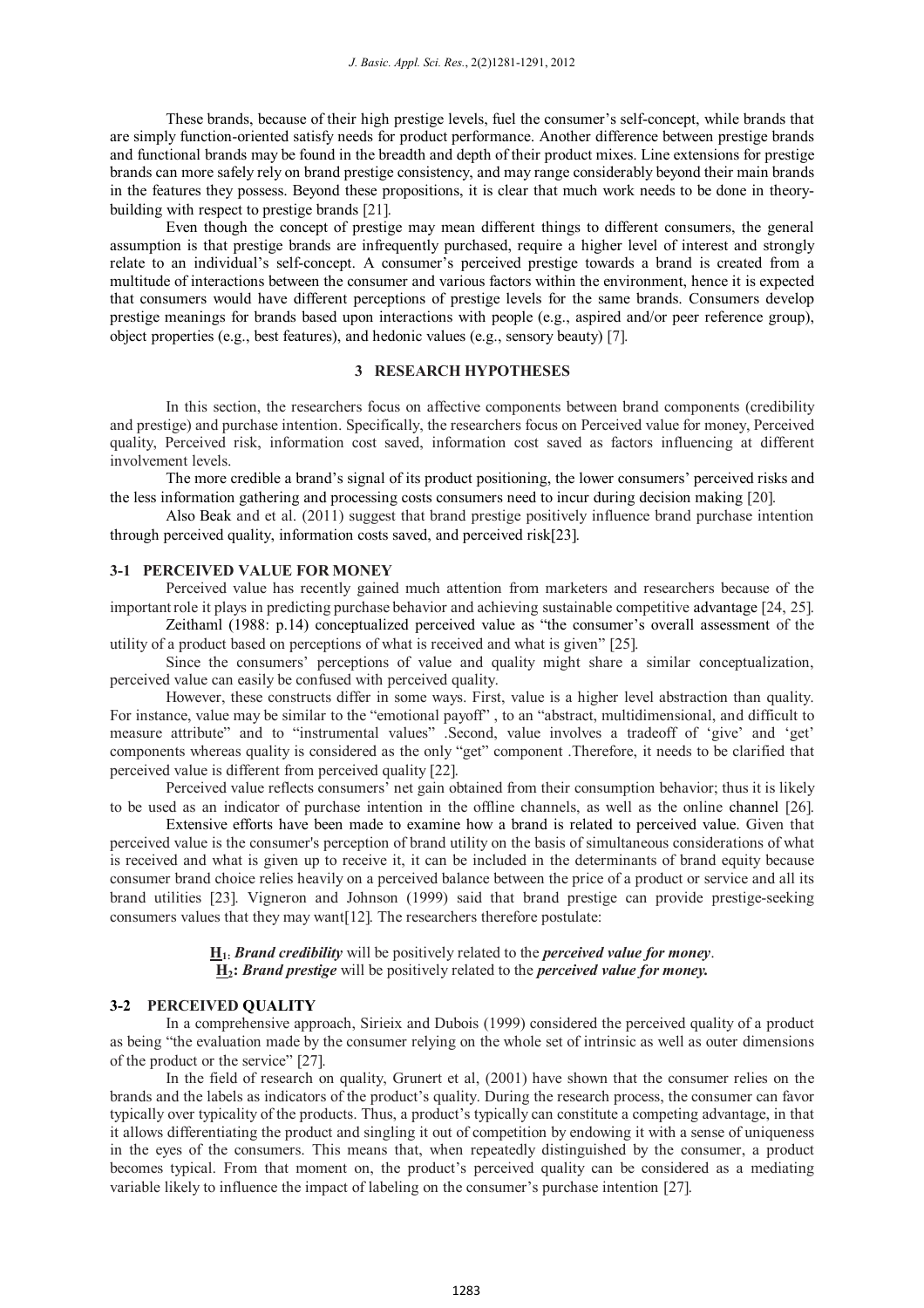These brands, because of their high prestige levels, fuel the consumer's self-concept, while brands that are simply function-oriented satisfy needs for product performance. Another difference between prestige brands and functional brands may be found in the breadth and depth of their product mixes. Line extensions for prestige brands can more safely rely on brand prestige consistency, and may range considerably beyond their main brands in the features they possess. Beyond these propositions, it is clear that much work needs to be done in theory-building with respect to prestige brands [21].

Even though the concept of prestige may mean different things to different consumers, the general assumption is that prestige brands are infrequently purchased, require a higher level of interest and strongly relate to an individual's self-concept. A consumer's perceived prestige towards a brand is created from a multitude of interactions between the consumer and various factors within the environment, hence it is expected that consumers would have different perceptions of prestige levels for the same brands. Consumers develop prestige meanings for brands based upon interactions with people (e.g., aspired and/or peer reference group), object properties (e.g., best features), and hedonic values (e.g., sensory beauty) [7].

## 3 RESEARCH HYPOTHESES

In this section, the researchers focus on affective components between brand components (credibility and prestige) and purchase intention. Specifically, the researchers focus on Perceived value for money, Perceived quality, Perceived risk, information cost saved, information cost saved as factors influencing at different involvement levels.

The more credible a brand's signal of its product positioning, the lower consumers' perceived risks and the less information gathering and processing costs consumers need to incur during decision making [20].

Also Beak and et al. (2011) suggest that brand prestige positively influence brand purchase intention through perceived quality, information costs saved, and perceived risk[23].

### 3-1 PERCEIVED VALUE FOR MONEY

Perceived value has recently gained much attention from marketers and researchers because of the important role it plays in predicting purchase behavior and achieving sustainable competitive advantage [24, 25].

Zeithaml (1988: p.14) conceptualized perceived value as "the consumer's overall assessment of the utility of a product based on perceptions of what is received and what is given" [25].

Since the consumers' perceptions of value and quality might share a similar conceptualization, perceived value can easily be confused with perceived quality.

However, these constructs differ in some ways. First, value is a higher level abstraction than quality. For instance, value may be similar to the "emotional payoff" , to an "abstract, multidimensional, and difficult to measure attribute" and to "instrumental values" .Second, value involves a tradeoff of 'give' and 'get' components whereas quality is considered as the only "get" component .Therefore, it needs to be clarified that perceived value is different from perceived quality [22].

Perceived value reflects consumers' net gain obtained from their consumption behavior; thus it is likely to be used as an indicator of purchase intention in the offline channels, as well as the online channel [26].

Extensive efforts have been made to examine how a brand is related to perceived value. Given that perceived value is the consumer's perception of brand utility on the basis of simultaneous considerations of what is received and what is given up to receive it, it can be included in the determinants of brand equity because consumer brand choice relies heavily on a perceived balance between the price of a product or service and all its brand utilities [23]. Vigneron and Johnson (1999) said that brand prestige can provide prestige-seeking consumers values that they may want[12]. The researchers therefore postulate:

**H**$_1$: ***Brand credibility*** will be positively related to the ***perceived value for money***.
**H**$_2$: ***Brand prestige*** will be positively related to the ***perceived value for money.***

### 3-2 PERCEIVED QUALITY

In a comprehensive approach, Sirieix and Dubois (1999) considered the perceived quality of a product as being "the evaluation made by the consumer relying on the whole set of intrinsic as well as outer dimensions of the product or the service" [27].

In the field of research on quality, Grunert et al, (2001) have shown that the consumer relies on the brands and the labels as indicators of the product's quality. During the research process, the consumer can favor typically over typicality of the products. Thus, a product's typically can constitute a competing advantage, in that it allows differentiating the product and singling it out of competition by endowing it with a sense of uniqueness in the eyes of the consumers. This means that, when repeatedly distinguished by the consumer, a product becomes typical. From that moment on, the product's perceived quality can be considered as a mediating variable likely to influence the impact of labeling on the consumer's purchase intention [27].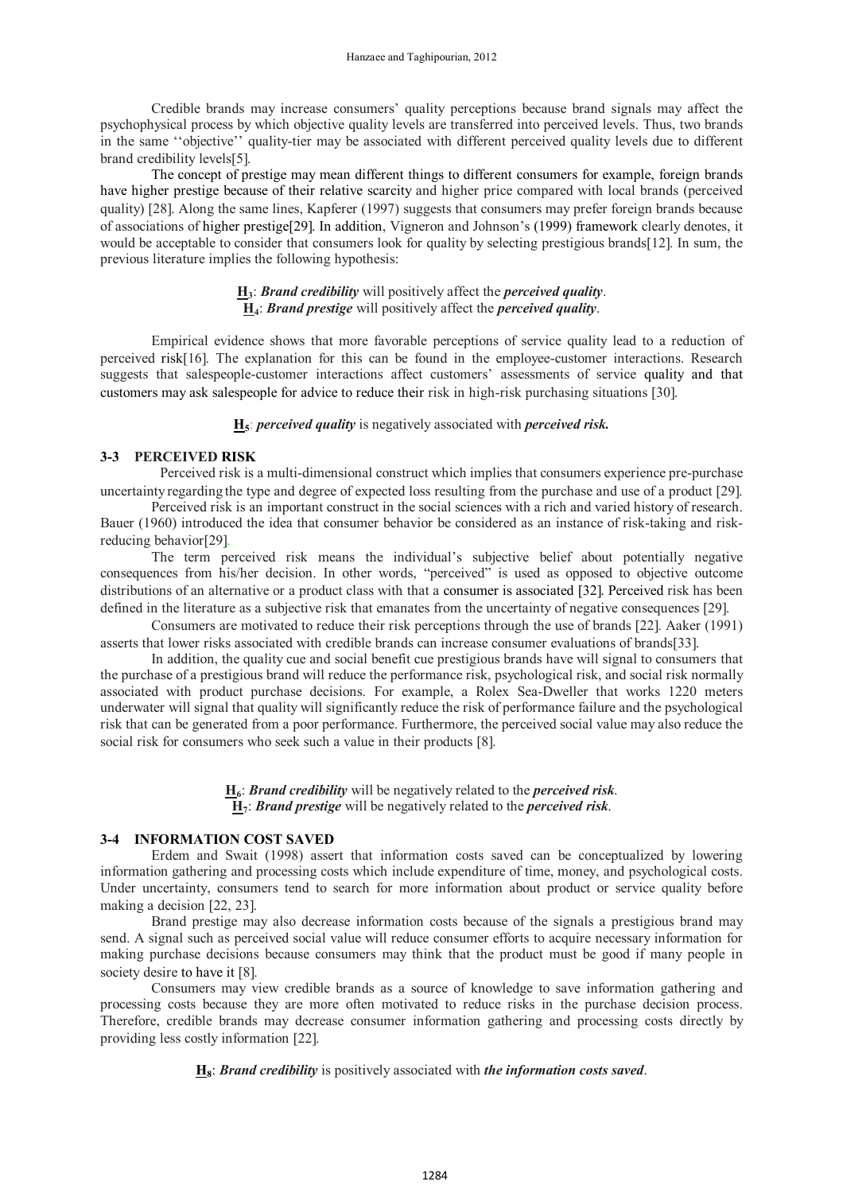Credible brands may increase consumers' quality perceptions because brand signals may affect the psychophysical process by which objective quality levels are transferred into perceived levels. Thus, two brands in the same ''objective'' quality-tier may be associated with different perceived quality levels due to different brand credibility levels[5].

The concept of prestige may mean different things to different consumers for example, foreign brands have higher prestige because of their relative scarcity and higher price compared with local brands (perceived quality) [28]. Along the same lines, Kapferer (1997) suggests that consumers may prefer foreign brands because of associations of higher prestige[29]. In addition, Vigneron and Johnson's (1999) framework clearly denotes, it would be acceptable to consider that consumers look for quality by selecting prestigious brands[12]. In sum, the previous literature implies the following hypothesis:

**H$_3$**: ***Brand credibility*** will positively affect the ***perceived quality***.
**H$_4$**: ***Brand prestige*** will positively affect the ***perceived quality***.

Empirical evidence shows that more favorable perceptions of service quality lead to a reduction of perceived risk[16]. The explanation for this can be found in the employee-customer interactions. Research suggests that salespeople-customer interactions affect customers' assessments of service quality and that customers may ask salespeople for advice to reduce their risk in high-risk purchasing situations [30].

**H$_5$**: ***perceived quality*** is negatively associated with ***perceived risk.***

## 3-3 PERCEIVED RISK

Perceived risk is a multi-dimensional construct which implies that consumers experience pre-purchase uncertainty regarding the type and degree of expected loss resulting from the purchase and use of a product [29].

Perceived risk is an important construct in the social sciences with a rich and varied history of research. Bauer (1960) introduced the idea that consumer behavior be considered as an instance of risk-taking and risk-reducing behavior[29].

The term perceived risk means the individual's subjective belief about potentially negative consequences from his/her decision. In other words, "perceived" is used as opposed to objective outcome distributions of an alternative or a product class with that a consumer is associated [32]. Perceived risk has been defined in the literature as a subjective risk that emanates from the uncertainty of negative consequences [29].

Consumers are motivated to reduce their risk perceptions through the use of brands [22]. Aaker (1991) asserts that lower risks associated with credible brands can increase consumer evaluations of brands[33].

In addition, the quality cue and social benefit cue prestigious brands have will signal to consumers that the purchase of a prestigious brand will reduce the performance risk, psychological risk, and social risk normally associated with product purchase decisions. For example, a Rolex Sea-Dweller that works 1220 meters underwater will signal that quality will significantly reduce the risk of performance failure and the psychological risk that can be generated from a poor performance. Furthermore, the perceived social value may also reduce the social risk for consumers who seek such a value in their products [8].

**H$_6$**: ***Brand credibility*** will be negatively related to the ***perceived risk***.
**H$_7$**: ***Brand prestige*** will be negatively related to the ***perceived risk***.

## 3-4 INFORMATION COST SAVED

Erdem and Swait (1998) assert that information costs saved can be conceptualized by lowering information gathering and processing costs which include expenditure of time, money, and psychological costs. Under uncertainty, consumers tend to search for more information about product or service quality before making a decision [22, 23].

Brand prestige may also decrease information costs because of the signals a prestigious brand may send. A signal such as perceived social value will reduce consumer efforts to acquire necessary information for making purchase decisions because consumers may think that the product must be good if many people in society desire to have it [8].

Consumers may view credible brands as a source of knowledge to save information gathering and processing costs because they are more often motivated to reduce risks in the purchase decision process. Therefore, credible brands may decrease consumer information gathering and processing costs directly by providing less costly information [22].

**H$_8$**: ***Brand credibility*** is positively associated with ***the information costs saved***.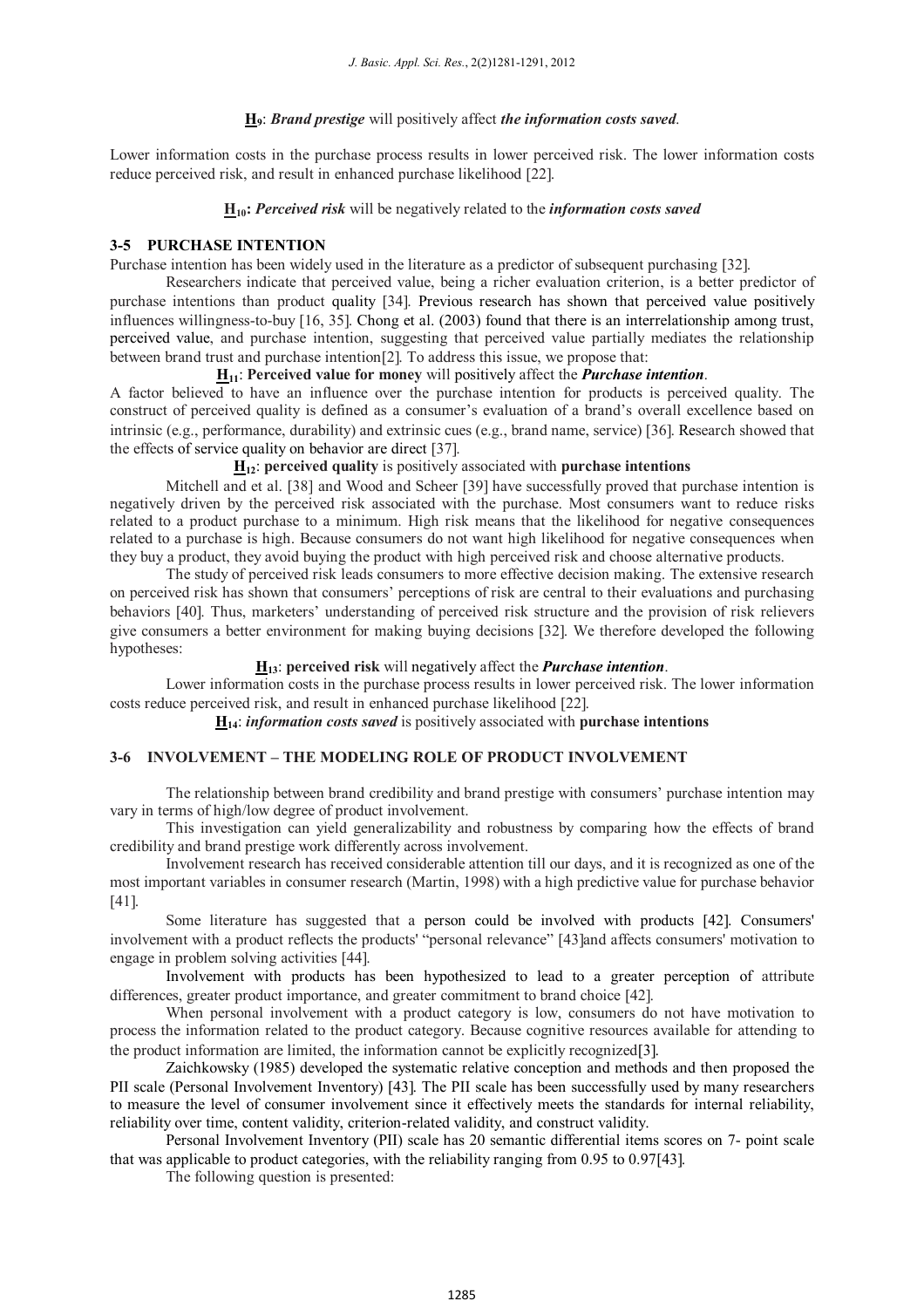**H$_9$**: ***Brand prestige*** *will positively affect* ***the information costs saved****.*

Lower information costs in the purchase process results in lower perceived risk. The lower information costs reduce perceived risk, and result in enhanced purchase likelihood [22].

**H$_{10}$:** ***Perceived risk*** will be negatively related to the ***information costs saved***

### 3-5 PURCHASE INTENTION

Purchase intention has been widely used in the literature as a predictor of subsequent purchasing [32].

Researchers indicate that perceived value, being a richer evaluation criterion, is a better predictor of purchase intentions than product quality [34]. Previous research has shown that perceived value positively influences willingness-to-buy [16, 35]. Chong et al. (2003) found that there is an interrelationship among trust, perceived value, and purchase intention, suggesting that perceived value partially mediates the relationship between brand trust and purchase intention[2]. To address this issue, we propose that:

**H$_{11}$**: **Perceived value for money** will positively affect the ***Purchase intention***.

A factor believed to have an influence over the purchase intention for products is perceived quality. The construct of perceived quality is defined as a consumer's evaluation of a brand's overall excellence based on intrinsic (e.g., performance, durability) and extrinsic cues (e.g., brand name, service) [36]. Research showed that the effects of service quality on behavior are direct [37].

**H$_{12}$**: **perceived quality** is positively associated with **purchase intentions**

Mitchell and et al. [38] and Wood and Scheer [39] have successfully proved that purchase intention is negatively driven by the perceived risk associated with the purchase. Most consumers want to reduce risks related to a product purchase to a minimum. High risk means that the likelihood for negative consequences related to a purchase is high. Because consumers do not want high likelihood for negative consequences when they buy a product, they avoid buying the product with high perceived risk and choose alternative products.

The study of perceived risk leads consumers to more effective decision making. The extensive research on perceived risk has shown that consumers' perceptions of risk are central to their evaluations and purchasing behaviors [40]. Thus, marketers' understanding of perceived risk structure and the provision of risk relievers give consumers a better environment for making buying decisions [32]. We therefore developed the following hypotheses:

**H$_{13}$**: **perceived risk** will negatively affect the ***Purchase intention***.

Lower information costs in the purchase process results in lower perceived risk. The lower information costs reduce perceived risk, and result in enhanced purchase likelihood [22].

**H$_{14}$**: ***information costs saved*** is positively associated with **purchase intentions**

### 3-6 INVOLVEMENT – THE MODELING ROLE OF PRODUCT INVOLVEMENT

The relationship between brand credibility and brand prestige with consumers' purchase intention may vary in terms of high/low degree of product involvement.

This investigation can yield generalizability and robustness by comparing how the effects of brand credibility and brand prestige work differently across involvement.

Involvement research has received considerable attention till our days, and it is recognized as one of the most important variables in consumer research (Martin, 1998) with a high predictive value for purchase behavior [41].

Some literature has suggested that a person could be involved with products [42]. Consumers' involvement with a product reflects the products' "personal relevance" [43]and affects consumers' motivation to engage in problem solving activities [44].

Involvement with products has been hypothesized to lead to a greater perception of attribute differences, greater product importance, and greater commitment to brand choice [42].

When personal involvement with a product category is low, consumers do not have motivation to process the information related to the product category. Because cognitive resources available for attending to the product information are limited, the information cannot be explicitly recognized[3].

Zaichkowsky (1985) developed the systematic relative conception and methods and then proposed the PII scale (Personal Involvement Inventory) [43]. The PII scale has been successfully used by many researchers to measure the level of consumer involvement since it effectively meets the standards for internal reliability, reliability over time, content validity, criterion-related validity, and construct validity.

Personal Involvement Inventory (PII) scale has 20 semantic differential items scores on 7- point scale that was applicable to product categories, with the reliability ranging from 0.95 to 0.97[43].

The following question is presented: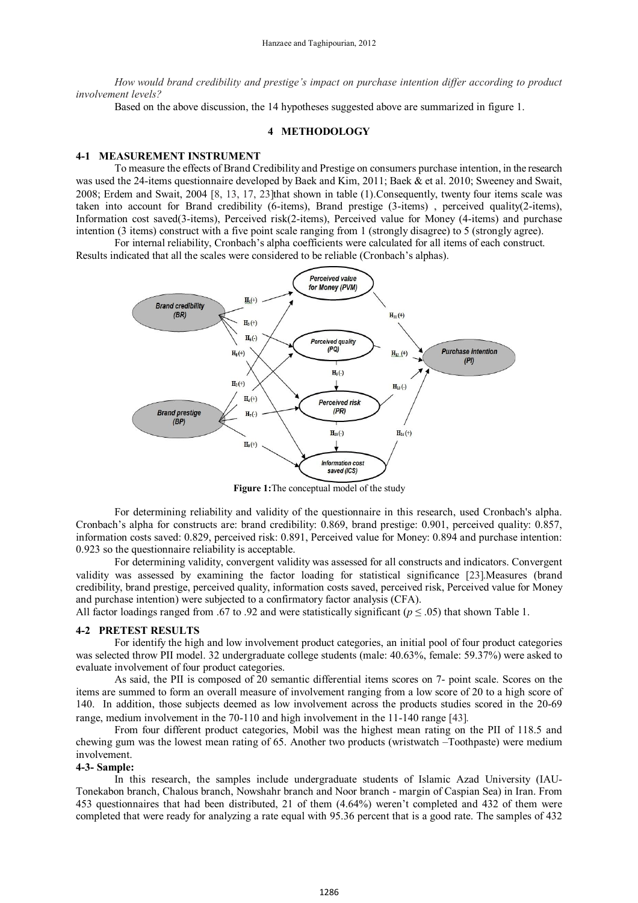*How would brand credibility and prestige's impact on purchase intention differ according to product involvement levels?*

Based on the above discussion, the 14 hypotheses suggested above are summarized in figure 1.

## 4 METHODOLOGY

### 4-1 MEASUREMENT INSTRUMENT

To measure the effects of Brand Credibility and Prestige on consumers purchase intention, in the research was used the 24-items questionnaire developed by Baek and Kim, 2011; Baek & et al. 2010; Sweeney and Swait, 2008; Erdem and Swait, 2004 [8, 13, 17, 23]that shown in table (1).Consequently, twenty four items scale was taken into account for Brand credibility (6-items), Brand prestige (3-items) , perceived quality(2-items), Information cost saved(3-items), Perceived risk(2-items), Perceived value for Money (4-items) and purchase intention (3 items) construct with a five point scale ranging from 1 (strongly disagree) to 5 (strongly agree).

For internal reliability, Cronbach's alpha coefficients were calculated for all items of each construct. Results indicated that all the scales were considered to be reliable (Cronbach's alphas).

**Figure 1:**The conceptual model of the study

For determining reliability and validity of the questionnaire in this research, used Cronbach's alpha. Cronbach's alpha for constructs are: brand credibility: 0.869, brand prestige: 0.901, perceived quality: 0.857, information costs saved: 0.829, perceived risk: 0.891, Perceived value for Money: 0.894 and purchase intention: 0.923 so the questionnaire reliability is acceptable.

For determining validity, convergent validity was assessed for all constructs and indicators. Convergent validity was assessed by examining the factor loading for statistical significance [23].Measures (brand credibility, brand prestige, perceived quality, information costs saved, perceived risk, Perceived value for Money and purchase intention) were subjected to a confirmatory factor analysis (CFA).

All factor loadings ranged from .67 to .92 and were statistically significant ($p \leq .05$) that shown Table 1.

### 4-2 PRETEST RESULTS

For identify the high and low involvement product categories, an initial pool of four product categories was selected throw PII model. 32 undergraduate college students (male: 40.63%, female: 59.37%) were asked to evaluate involvement of four product categories.

As said, the PII is composed of 20 semantic differential items scores on 7- point scale. Scores on the items are summed to form an overall measure of involvement ranging from a low score of 20 to a high score of 140. In addition, those subjects deemed as low involvement across the products studies scored in the 20-69 range, medium involvement in the 70-110 and high involvement in the 11-140 range [43].

From four different product categories, Mobil was the highest mean rating on the PII of 118.5 and chewing gum was the lowest mean rating of 65. Another two products (wristwatch –Toothpaste) were medium involvement.

### 4-3- Sample:

In this research, the samples include undergraduate students of Islamic Azad University (IAU-Tonekabon branch, Chalous branch, Nowshahr branch and Noor branch - margin of Caspian Sea) in Iran. From 453 questionnaires that had been distributed, 21 of them (4.64%) weren't completed and 432 of them were completed that were ready for analyzing a rate equal with 95.36 percent that is a good rate. The samples of 432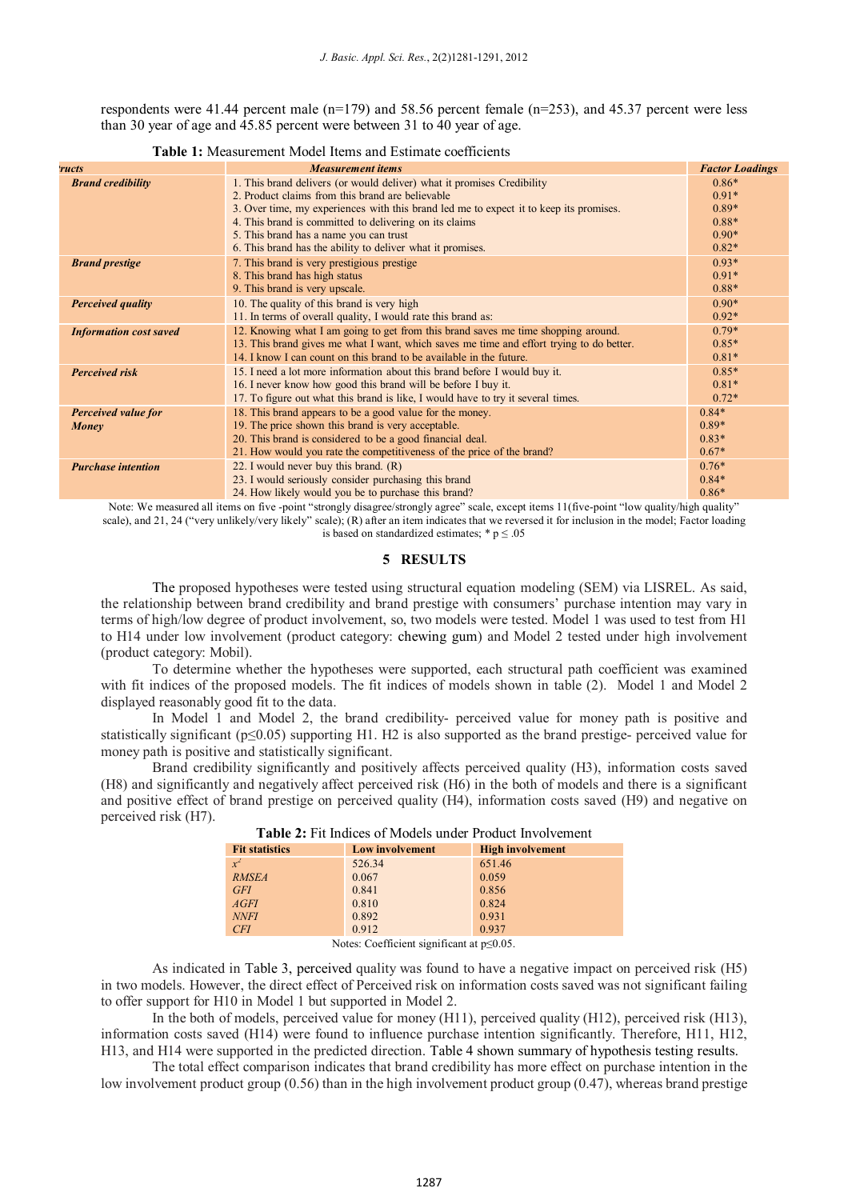respondents were 41.44 percent male (n=179) and 58.56 percent female (n=253), and 45.37 percent were less than 30 year of age and 45.85 percent were between 31 to 40 year of age.

**Table 1:** Measurement Model Items and Estimate coefficients

| *ructs* | *Measurement items* | *Factor Loadings* |
|---|---|---|
| ***Brand credibility*** | 1. This brand delivers (or would deliver) what it promises Credibility | 0.86* |
| | 2. Product claims from this brand are believable | 0.91* |
| | 3. Over time, my experiences with this brand led me to expect it to keep its promises. | 0.89* |
| | 4. This brand is committed to delivering on its claims | 0.88* |
| | 5. This brand has a name you can trust | 0.90* |
| | 6. This brand has the ability to deliver what it promises. | 0.82* |
| ***Brand prestige*** | 7. This brand is very prestigious prestige | 0.93* |
| | 8. This brand has high status | 0.91* |
| | 9. This brand is very upscale. | 0.88* |
| ***Perceived quality*** | 10. The quality of this brand is very high | 0.90* |
| | 11. In terms of overall quality, I would rate this brand as: | 0.92* |
| ***Information cost saved*** | 12. Knowing what I am going to get from this brand saves me time shopping around. | 0.79* |
| | 13. This brand gives me what I want, which saves me time and effort trying to do better. | 0.85* |
| | 14. I know I can count on this brand to be available in the future. | 0.81* |
| ***Perceived risk*** | 15. I need a lot more information about this brand before I would buy it. | 0.85* |
| | 16. I never know how good this brand will be before I buy it. | 0.81* |
| | 17. To figure out what this brand is like, I would have to try it several times. | 0.72* |
| ***Perceived value for Money*** | 18. This brand appears to be a good value for the money. | 0.84* |
| | 19. The price shown this brand is very acceptable. | 0.89* |
| | 20. This brand is considered to be a good financial deal. | 0.83* |
| | 21. How would you rate the competitiveness of the price of the brand? | 0.67* |
| ***Purchase intention*** | 22. I would never buy this brand. (R) | 0.76* |
| | 23. I would seriously consider purchasing this brand | 0.84* |
| | 24. How likely would you be to purchase this brand? | 0.86* |

Note: We measured all items on five -point "strongly disagree/strongly agree" scale, except items 11(five-point "low quality/high quality" scale), and 21, 24 ("very unlikely/very likely" scale); (R) after an item indicates that we reversed it for inclusion in the model; Factor loading is based on standardized estimates; * p ≤ .05

## 5 RESULTS

The proposed hypotheses were tested using structural equation modeling (SEM) via LISREL. As said, the relationship between brand credibility and brand prestige with consumers' purchase intention may vary in terms of high/low degree of product involvement, so, two models were tested. Model 1 was used to test from H1 to H14 under low involvement (product category: chewing gum) and Model 2 tested under high involvement (product category: Mobil).

To determine whether the hypotheses were supported, each structural path coefficient was examined with fit indices of the proposed models. The fit indices of models shown in table (2). Model 1 and Model 2 displayed reasonably good fit to the data.

In Model 1 and Model 2, the brand credibility- perceived value for money path is positive and statistically significant (p≤0.05) supporting H1. H2 is also supported as the brand prestige- perceived value for money path is positive and statistically significant.

Brand credibility significantly and positively affects perceived quality (H3), information costs saved (H8) and significantly and negatively affect perceived risk (H6) in the both of models and there is a significant and positive effect of brand prestige on perceived quality (H4), information costs saved (H9) and negative on perceived risk (H7).

**Table 2:** Fit Indices of Models under Product Involvement

| Fit statistics | Low involvement | High involvement |
|---|---|---|
| $x^2$ | 526.34 | 651.46 |
| *RMSEA* | 0.067 | 0.059 |
| *GFI* | 0.841 | 0.856 |
| *AGFI* | 0.810 | 0.824 |
| *NNFI* | 0.892 | 0.931 |
| *CFI* | 0.912 | 0.937 |

Notes: Coefficient significant at p≤0.05.

As indicated in Table 3, perceived quality was found to have a negative impact on perceived risk (H5) in two models. However, the direct effect of Perceived risk on information costs saved was not significant failing to offer support for H10 in Model 1 but supported in Model 2.

In the both of models, perceived value for money (H11), perceived quality (H12), perceived risk (H13), information costs saved (H14) were found to influence purchase intention significantly. Therefore, H11, H12, H13, and H14 were supported in the predicted direction. Table 4 shown summary of hypothesis testing results.

The total effect comparison indicates that brand credibility has more effect on purchase intention in the low involvement product group (0.56) than in the high involvement product group (0.47), whereas brand prestige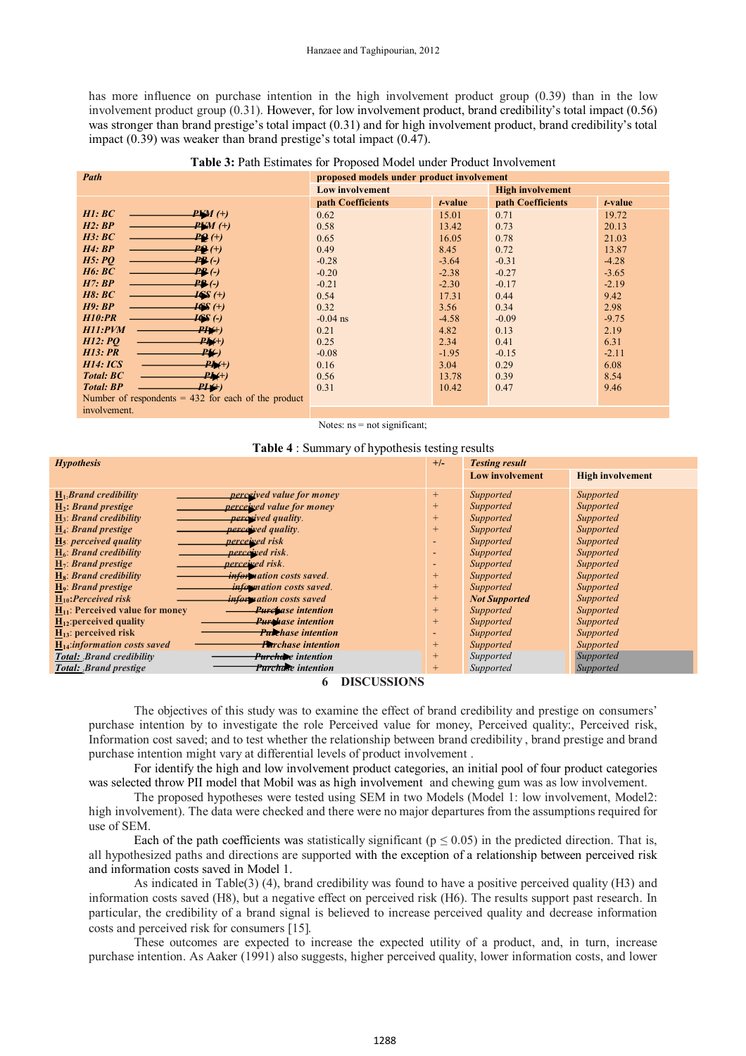has more influence on purchase intention in the high involvement product group (0.39) than in the low involvement product group (0.31). However, for low involvement product, brand credibility's total impact (0.56) was stronger than brand prestige's total impact (0.31) and for high involvement product, brand credibility's total impact (0.39) was weaker than brand prestige's total impact (0.47).

**Table 3:** Path Estimates for Proposed Model under Product Involvement

| Path | proposed models under product involvement | | | |
|---|---|---|---|---|
| | Low involvement | | High involvement | |
| | path Coefficients | t-value | path Coefficients | t-value |
| *H1: BC → PVM (+)* | 0.62 | 15.01 | 0.71 | 19.72 |
| *H2: BP → PVM (+)* | 0.58 | 13.42 | 0.73 | 20.13 |
| *H3: BC → PQ (+)* | 0.65 | 16.05 | 0.78 | 21.03 |
| *H4: BP → PQ (+)* | 0.49 | 8.45 | 0.72 | 13.87 |
| *H5: PQ → PR (-)* | -0.28 | -3.64 | -0.31 | -4.28 |
| *H6: BC → PR (-)* | -0.20 | -2.38 | -0.27 | -3.65 |
| *H7: BP → PR (-)* | -0.21 | -2.30 | -0.17 | -2.19 |
| *H8: BC → ICS (+)* | 0.54 | 17.31 | 0.44 | 9.42 |
| *H9: BP → ICS (+)* | 0.32 | 3.56 | 0.34 | 2.98 |
| *H10:PR → ICS (-)* | -0.04 ns | -4.58 | -0.09 | -9.75 |
| *H11:PVM → PI (+)* | 0.21 | 4.82 | 0.13 | 2.19 |
| *H12: PQ → PI (+)* | 0.25 | 2.34 | 0.41 | 6.31 |
| *H13: PR → PI (-)* | -0.08 | -1.95 | -0.15 | -2.11 |
| *H14: ICS → PI (+)* | 0.16 | 3.04 | 0.29 | 6.08 |
| *Total: BC → PI (+)* | 0.56 | 13.78 | 0.39 | 8.54 |
| *Total: BP → PI (+)* | 0.31 | 10.42 | 0.47 | 9.46 |
| Number of respondents = 432 for each of the product involvement. | | | | |

Notes: ns = not significant;

**Table 4** : Summary of hypothesis testing results

| Hypothesis | +/- | Testing result | |
|---|---|---|---|
| | | Low involvement | High involvement |
| H1: *Brand credibility → perceived value for money* | + | *Supported* | *Supported* |
| H2: *Brand prestige → perceived value for money* | + | *Supported* | *Supported* |
| H3: *Brand credibility → perceived quality.* | + | *Supported* | *Supported* |
| H4: *Brand prestige → perceived quality.* | + | *Supported* | *Supported* |
| H5: *perceived quality → perceived risk* | - | *Supported* | *Supported* |
| H6: *Brand credibility → perceived risk.* | - | *Supported* | *Supported* |
| H7: *Brand prestige → perceived risk.* | - | *Supported* | *Supported* |
| H8: *Brand credibility → information costs saved.* | + | *Supported* | *Supported* |
| H9: *Brand prestige → information costs saved.* | + | *Supported* | *Supported* |
| H10: *Perceived risk → information costs saved* | + | ***Not Supported*** | *Supported* |
| H11: Perceived value for money → *Purchase intention* | + | *Supported* | *Supported* |
| H12: *perceived quality → Purchase intention* | + | *Supported* | *Supported* |
| H13: perceived risk → *Purchase intention* | - | *Supported* | *Supported* |
| H14: *information costs saved → Purchase intention* | + | *Supported* | *Supported* |
| ***Total:*** *Brand credibility → Purchase intention* | + | *Supported* | *Supported* |
| ***Total:*** *Brand prestige → Purchase intention* | + | *Supported* | *Supported* |

## 6 DISCUSSIONS

The objectives of this study was to examine the effect of brand credibility and prestige on consumers' purchase intention by to investigate the role Perceived value for money, Perceived quality:, Perceived risk, Information cost saved; and to test whether the relationship between brand credibility , brand prestige and brand purchase intention might vary at differential levels of product involvement .

For identify the high and low involvement product categories, an initial pool of four product categories was selected throw PII model that Mobil was as high involvement and chewing gum was as low involvement.

The proposed hypotheses were tested using SEM in two Models (Model 1: low involvement, Model2: high involvement). The data were checked and there were no major departures from the assumptions required for use of SEM.

Each of the path coefficients was statistically significant ($p \leq 0.05$) in the predicted direction. That is, all hypothesized paths and directions are supported with the exception of a relationship between perceived risk and information costs saved in Model 1.

As indicated in Table(3) (4), brand credibility was found to have a positive perceived quality (H3) and information costs saved (H8), but a negative effect on perceived risk (H6). The results support past research. In particular, the credibility of a brand signal is believed to increase perceived quality and decrease information costs and perceived risk for consumers [15].

These outcomes are expected to increase the expected utility of a product, and, in turn, increase purchase intention. As Aaker (1991) also suggests, higher perceived quality, lower information costs, and lower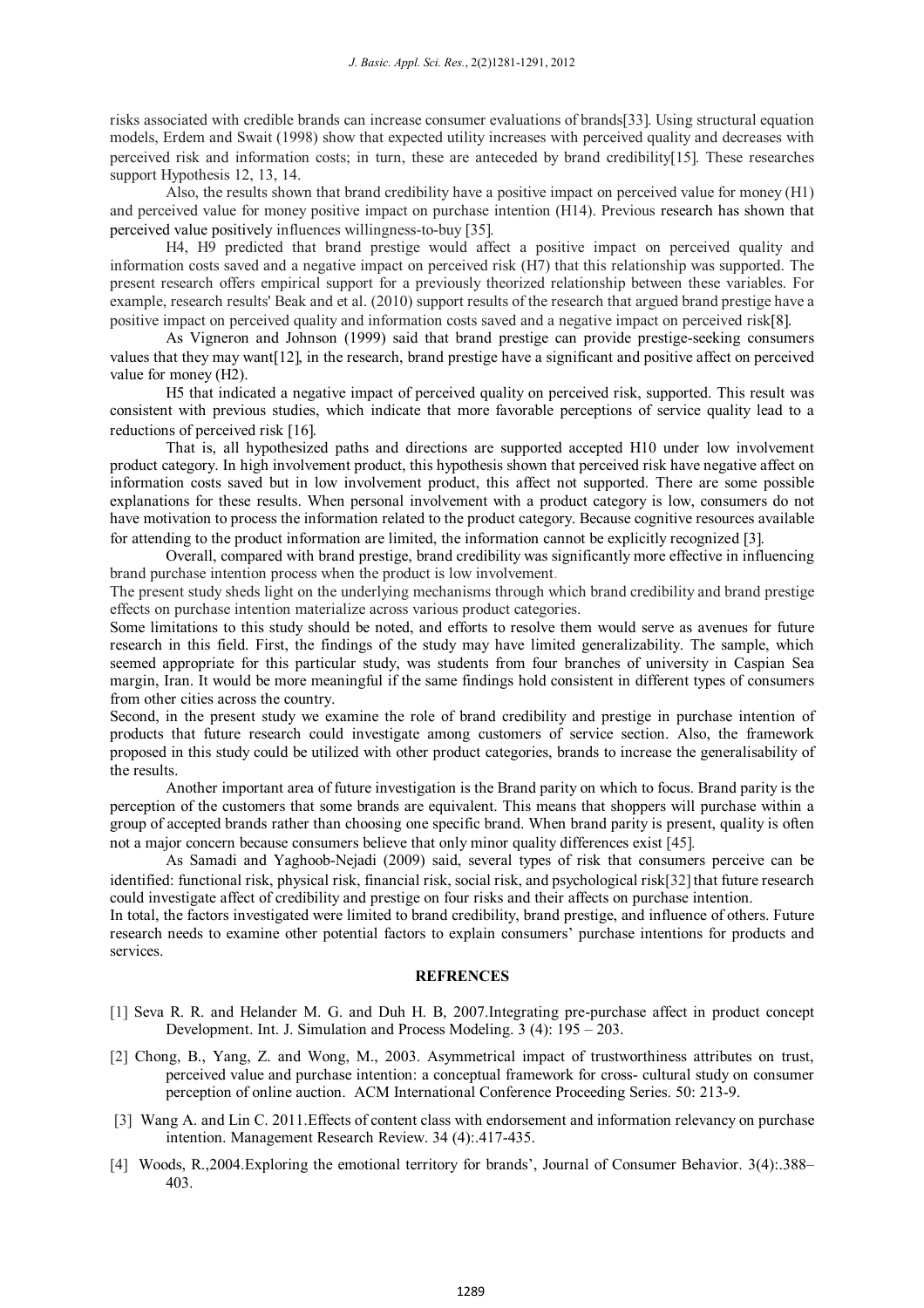risks associated with credible brands can increase consumer evaluations of brands[33]. Using structural equation models, Erdem and Swait (1998) show that expected utility increases with perceived quality and decreases with perceived risk and information costs; in turn, these are anteceded by brand credibility[15]. These researches support Hypothesis 12, 13, 14.

Also, the results shown that brand credibility have a positive impact on perceived value for money (H1) and perceived value for money positive impact on purchase intention (H14). Previous research has shown that perceived value positively influences willingness-to-buy [35].

H4, H9 predicted that brand prestige would affect a positive impact on perceived quality and information costs saved and a negative impact on perceived risk (H7) that this relationship was supported. The present research offers empirical support for a previously theorized relationship between these variables. For example, research results' Beak and et al. (2010) support results of the research that argued brand prestige have a positive impact on perceived quality and information costs saved and a negative impact on perceived risk[8].

As Vigneron and Johnson (1999) said that brand prestige can provide prestige-seeking consumers values that they may want[12], in the research, brand prestige have a significant and positive affect on perceived value for money (H2).

H5 that indicated a negative impact of perceived quality on perceived risk, supported. This result was consistent with previous studies, which indicate that more favorable perceptions of service quality lead to a reductions of perceived risk [16].

That is, all hypothesized paths and directions are supported accepted H10 under low involvement product category. In high involvement product, this hypothesis shown that perceived risk have negative affect on information costs saved but in low involvement product, this affect not supported. There are some possible explanations for these results. When personal involvement with a product category is low, consumers do not have motivation to process the information related to the product category. Because cognitive resources available for attending to the product information are limited, the information cannot be explicitly recognized [3].

Overall, compared with brand prestige, brand credibility was significantly more effective in influencing brand purchase intention process when the product is low involvement.

The present study sheds light on the underlying mechanisms through which brand credibility and brand prestige effects on purchase intention materialize across various product categories.

Some limitations to this study should be noted, and efforts to resolve them would serve as avenues for future research in this field. First, the findings of the study may have limited generalizability. The sample, which seemed appropriate for this particular study, was students from four branches of university in Caspian Sea margin, Iran. It would be more meaningful if the same findings hold consistent in different types of consumers from other cities across the country.

Second, in the present study we examine the role of brand credibility and prestige in purchase intention of products that future research could investigate among customers of service section. Also, the framework proposed in this study could be utilized with other product categories, brands to increase the generalisability of the results.

Another important area of future investigation is the Brand parity on which to focus. Brand parity is the perception of the customers that some brands are equivalent. This means that shoppers will purchase within a group of accepted brands rather than choosing one specific brand. When brand parity is present, quality is often not a major concern because consumers believe that only minor quality differences exist [45].

As Samadi and Yaghoob-Nejadi (2009) said, several types of risk that consumers perceive can be identified: functional risk, physical risk, financial risk, social risk, and psychological risk[32] that future research could investigate affect of credibility and prestige on four risks and their affects on purchase intention.

In total, the factors investigated were limited to brand credibility, brand prestige, and influence of others. Future research needs to examine other potential factors to explain consumers' purchase intentions for products and services.

## REFRENCES

[1] Seva R. R. and Helander M. G. and Duh H. B, 2007.Integrating pre-purchase affect in product concept Development. Int. J. Simulation and Process Modeling. 3 (4): 195 – 203.

[2] Chong, B., Yang, Z. and Wong, M., 2003. Asymmetrical impact of trustworthiness attributes on trust, perceived value and purchase intention: a conceptual framework for cross- cultural study on consumer perception of online auction. ACM International Conference Proceeding Series. 50: 213-9.

[3] Wang A. and Lin C. 2011.Effects of content class with endorsement and information relevancy on purchase intention. Management Research Review. 34 (4):.417-435.

[4] Woods, R.,2004.Exploring the emotional territory for brands', Journal of Consumer Behavior. 3(4):.388–403.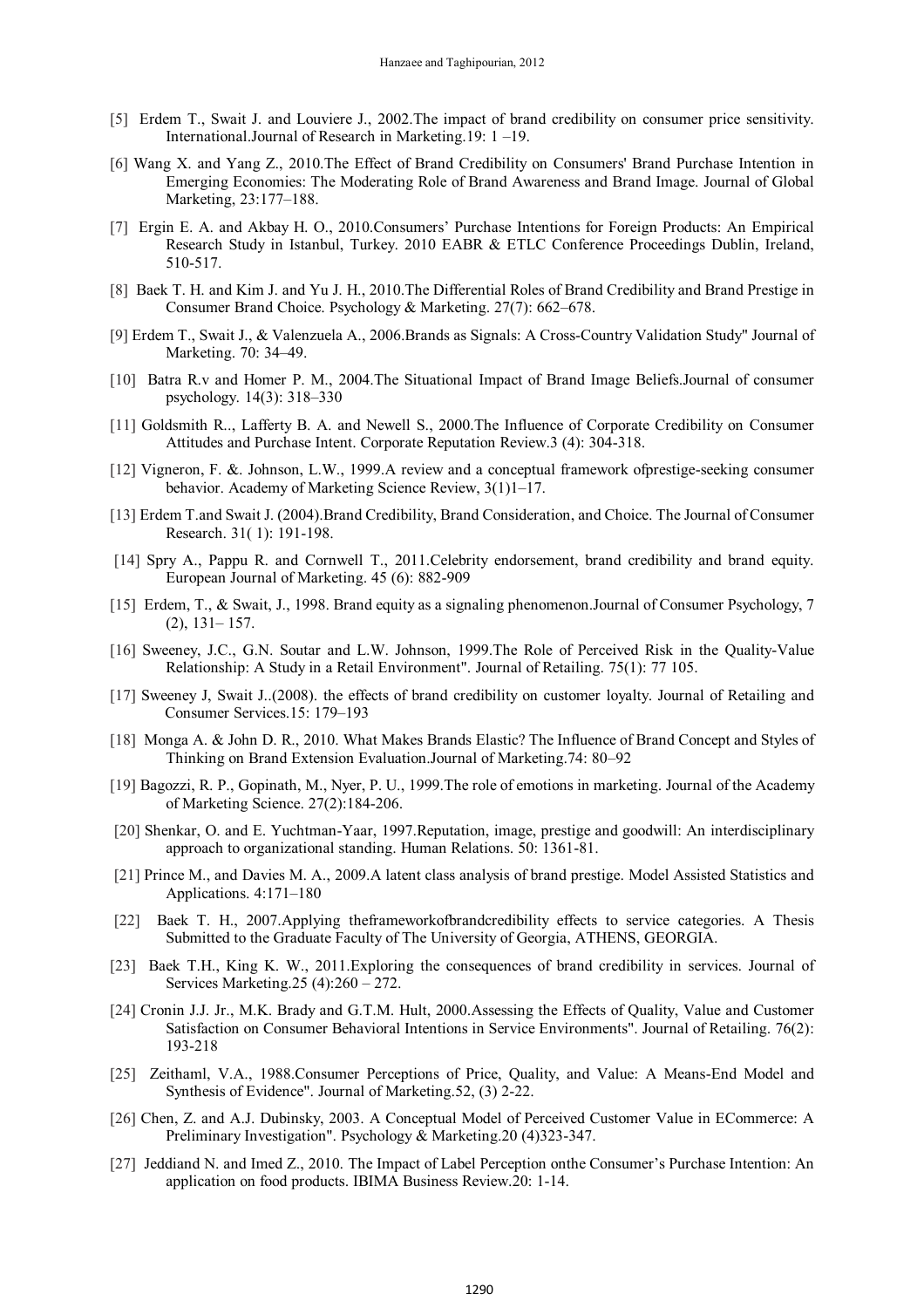[5] Erdem T., Swait J. and Louviere J., 2002.The impact of brand credibility on consumer price sensitivity. International.Journal of Research in Marketing.19: 1 –19.

[6] Wang X. and Yang Z., 2010.The Effect of Brand Credibility on Consumers' Brand Purchase Intention in Emerging Economies: The Moderating Role of Brand Awareness and Brand Image. Journal of Global Marketing, 23:177–188.

[7] Ergin E. A. and Akbay H. O., 2010.Consumers' Purchase Intentions for Foreign Products: An Empirical Research Study in Istanbul, Turkey. 2010 EABR & ETLC Conference Proceedings Dublin, Ireland, 510-517.

[8] Baek T. H. and Kim J. and Yu J. H., 2010.The Differential Roles of Brand Credibility and Brand Prestige in Consumer Brand Choice. Psychology & Marketing. 27(7): 662–678.

[9] Erdem T., Swait J., & Valenzuela A., 2006.Brands as Signals: A Cross-Country Validation Study" Journal of Marketing. 70: 34–49.

[10] Batra R.v and Homer P. M., 2004.The Situational Impact of Brand Image Beliefs.Journal of consumer psychology. 14(3): 318–330

[11] Goldsmith R.., Lafferty B. A. and Newell S., 2000.The Influence of Corporate Credibility on Consumer Attitudes and Purchase Intent. Corporate Reputation Review.3 (4): 304-318.

[12] Vigneron, F. &. Johnson, L.W., 1999.A review and a conceptual framework ofprestige-seeking consumer behavior. Academy of Marketing Science Review, 3(1)1–17.

[13] Erdem T.and Swait J. (2004).Brand Credibility, Brand Consideration, and Choice. The Journal of Consumer Research. 31( 1): 191-198.

[14] Spry A., Pappu R. and Cornwell T., 2011.Celebrity endorsement, brand credibility and brand equity. European Journal of Marketing. 45 (6): 882-909

[15] Erdem, T., & Swait, J., 1998. Brand equity as a signaling phenomenon.Journal of Consumer Psychology, 7 (2), 131– 157.

[16] Sweeney, J.C., G.N. Soutar and L.W. Johnson, 1999.The Role of Perceived Risk in the Quality-Value Relationship: A Study in a Retail Environment". Journal of Retailing. 75(1): 77 105.

[17] Sweeney J, Swait J..(2008). the effects of brand credibility on customer loyalty. Journal of Retailing and Consumer Services.15: 179–193

[18] Monga A. & John D. R., 2010. What Makes Brands Elastic? The Influence of Brand Concept and Styles of Thinking on Brand Extension Evaluation.Journal of Marketing.74: 80–92

[19] Bagozzi, R. P., Gopinath, M., Nyer, P. U., 1999.The role of emotions in marketing. Journal of the Academy of Marketing Science. 27(2):184-206.

[20] Shenkar, O. and E. Yuchtman-Yaar, 1997.Reputation, image, prestige and goodwill: An interdisciplinary approach to organizational standing. Human Relations. 50: 1361-81.

[21] Prince M., and Davies M. A., 2009.A latent class analysis of brand prestige. Model Assisted Statistics and Applications. 4:171–180

[22] Baek T. H., 2007.Applying theframeworkofbrandcredibility effects to service categories. A Thesis Submitted to the Graduate Faculty of The University of Georgia, ATHENS, GEORGIA.

[23] Baek T.H., King K. W., 2011.Exploring the consequences of brand credibility in services. Journal of Services Marketing.25 (4):260 – 272.

[24] Cronin J.J. Jr., M.K. Brady and G.T.M. Hult, 2000.Assessing the Effects of Quality, Value and Customer Satisfaction on Consumer Behavioral Intentions in Service Environments". Journal of Retailing. 76(2): 193-218

[25] Zeithaml, V.A., 1988.Consumer Perceptions of Price, Quality, and Value: A Means-End Model and Synthesis of Evidence". Journal of Marketing.52, (3) 2-22.

[26] Chen, Z. and A.J. Dubinsky, 2003. A Conceptual Model of Perceived Customer Value in ECommerce: A Preliminary Investigation". Psychology & Marketing.20 (4)323-347.

[27] Jeddiand N. and Imed Z., 2010. The Impact of Label Perception onthe Consumer's Purchase Intention: An application on food products. IBIMA Business Review.20: 1-14.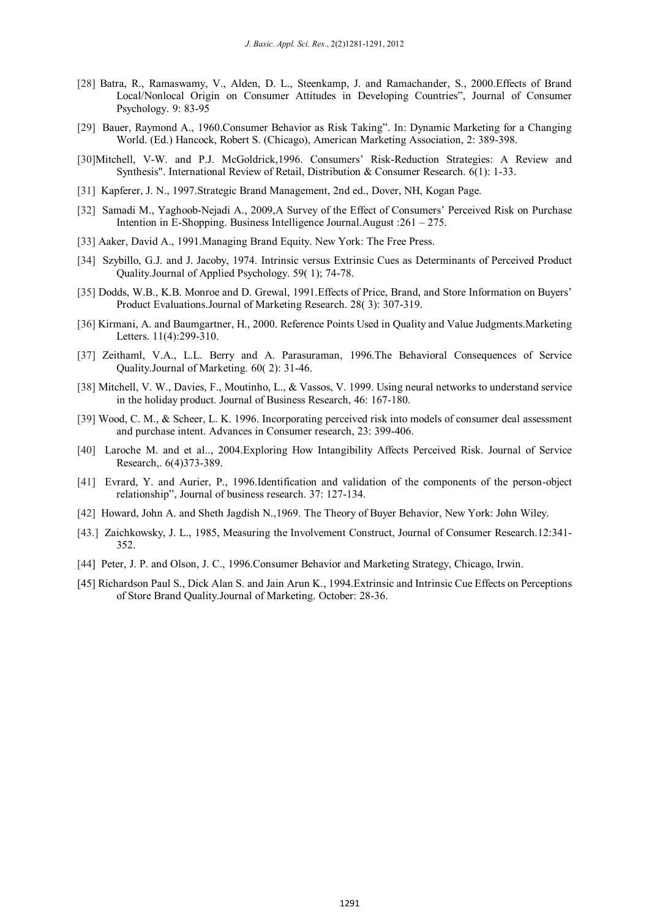[28] Batra, R., Ramaswamy, V., Alden, D. L., Steenkamp, J. and Ramachander, S., 2000.Effects of Brand Local/Nonlocal Origin on Consumer Attitudes in Developing Countries", Journal of Consumer Psychology. 9: 83-95

[29] Bauer, Raymond A., 1960.Consumer Behavior as Risk Taking". In: Dynamic Marketing for a Changing World. (Ed.) Hancock, Robert S. (Chicago), American Marketing Association, 2: 389-398.

[30]Mitchell, V-W. and P.J. McGoldrick,1996. Consumers' Risk-Reduction Strategies: A Review and Synthesis". International Review of Retail, Distribution & Consumer Research. 6(1): 1-33.

[31] Kapferer, J. N., 1997.Strategic Brand Management, 2nd ed., Dover, NH, Kogan Page.

[32] Samadi M., Yaghoob-Nejadi A., 2009,A Survey of the Effect of Consumers' Perceived Risk on Purchase Intention in E-Shopping. Business Intelligence Journal.August :261 – 275.

[33] Aaker, David A., 1991.Managing Brand Equity. New York: The Free Press.

[34] Szybillo, G.J. and J. Jacoby, 1974. Intrinsic versus Extrinsic Cues as Determinants of Perceived Product Quality.Journal of Applied Psychology. 59( 1); 74-78.

[35] Dodds, W.B., K.B. Monroe and D. Grewal, 1991.Effects of Price, Brand, and Store Information on Buyers' Product Evaluations.Journal of Marketing Research. 28( 3): 307-319.

[36] Kirmani, A. and Baumgartner, H., 2000. Reference Points Used in Quality and Value Judgments.Marketing Letters. 11(4):299-310.

[37] Zeithaml, V.A., L.L. Berry and A. Parasuraman, 1996.The Behavioral Consequences of Service Quality.Journal of Marketing. 60( 2): 31-46.

[38] Mitchell, V. W., Davies, F., Moutinho, L., & Vassos, V. 1999. Using neural networks to understand service in the holiday product. Journal of Business Research, 46: 167-180.

[39] Wood, C. M., & Scheer, L. K. 1996. Incorporating perceived risk into models of consumer deal assessment and purchase intent. Advances in Consumer research, 23: 399-406.

[40] Laroche M. and et al.., 2004.Exploring How Intangibility Affects Perceived Risk. Journal of Service Research,. 6(4)373-389.

[41] Evrard, Y. and Aurier, P., 1996.Identification and validation of the components of the person-object relationship", Journal of business research. 37: 127-134.

[42] Howard, John A. and Sheth Jagdish N.,1969. The Theory of Buyer Behavior, New York: John Wiley.

[43.] Zaichkowsky, J. L., 1985, Measuring the Involvement Construct, Journal of Consumer Research.12:341-352.

[44] Peter, J. P. and Olson, J. C., 1996.Consumer Behavior and Marketing Strategy, Chicago, Irwin.

[45] Richardson Paul S., Dick Alan S. and Jain Arun K., 1994.Extrinsic and Intrinsic Cue Effects on Perceptions of Store Brand Quality.Journal of Marketing. October: 28-36.